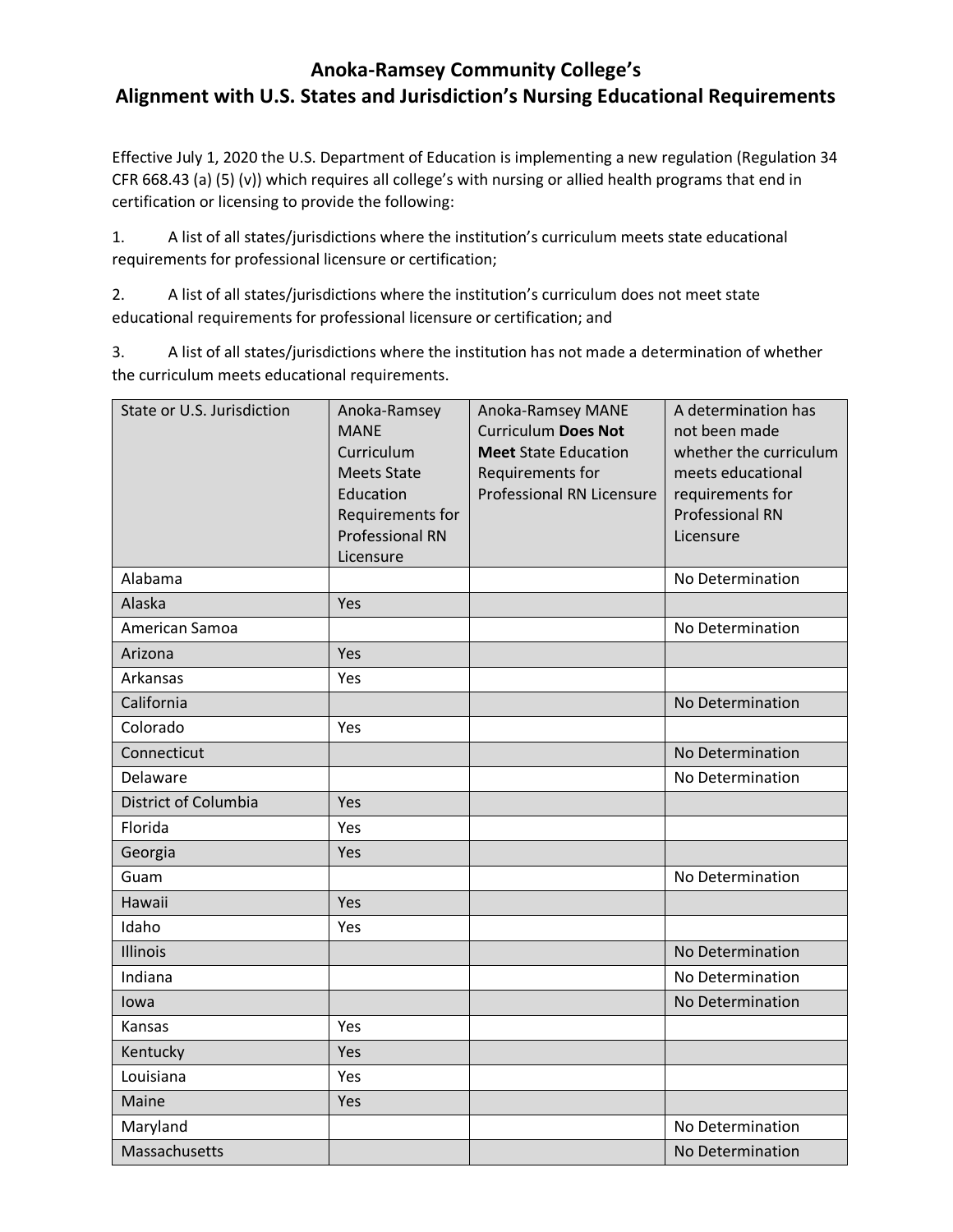# Anoka-Ramsey Community College's Alignment with U.S. States and Jurisdiction's Nursing Educational Requirements

Effective July 1, 2020 the U.S. Department of Education is implementing a new regulation (Regulation 34 CFR 668.43 (a) (5) (v)) which requires all college's with nursing or allied health programs that end in certification or licensing to provide the following:

1. A list of all states/jurisdictions where the institution's curriculum meets state educational requirements for professional licensure or certification;

2. A list of all states/jurisdictions where the institution's curriculum does not meet state educational requirements for professional licensure or certification; and

3. A list of all states/jurisdictions where the institution has not made a determination of whether the curriculum meets educational requirements.

| State or U.S. Jurisdiction | Anoka-Ramsey MANE Curriculum Meets State Education Requirements for Professional RN Licensure | Anoka-Ramsey MANE Curriculum **Does Not Meet** State Education Requirements for Professional RN Licensure | A determination has not been made whether the curriculum meets educational requirements for Professional RN Licensure |
|---|---|---|---|
| Alabama | | | No Determination |
| Alaska | Yes | | |
| American Samoa | | | No Determination |
| Arizona | Yes | | |
| Arkansas | Yes | | |
| California | | | No Determination |
| Colorado | Yes | | |
| Connecticut | | | No Determination |
| Delaware | | | No Determination |
| District of Columbia | Yes | | |
| Florida | Yes | | |
| Georgia | Yes | | |
| Guam | | | No Determination |
| Hawaii | Yes | | |
| Idaho | Yes | | |
| Illinois | | | No Determination |
| Indiana | | | No Determination |
| Iowa | | | No Determination |
| Kansas | Yes | | |
| Kentucky | Yes | | |
| Louisiana | Yes | | |
| Maine | Yes | | |
| Maryland | | | No Determination |
| Massachusetts | | | No Determination |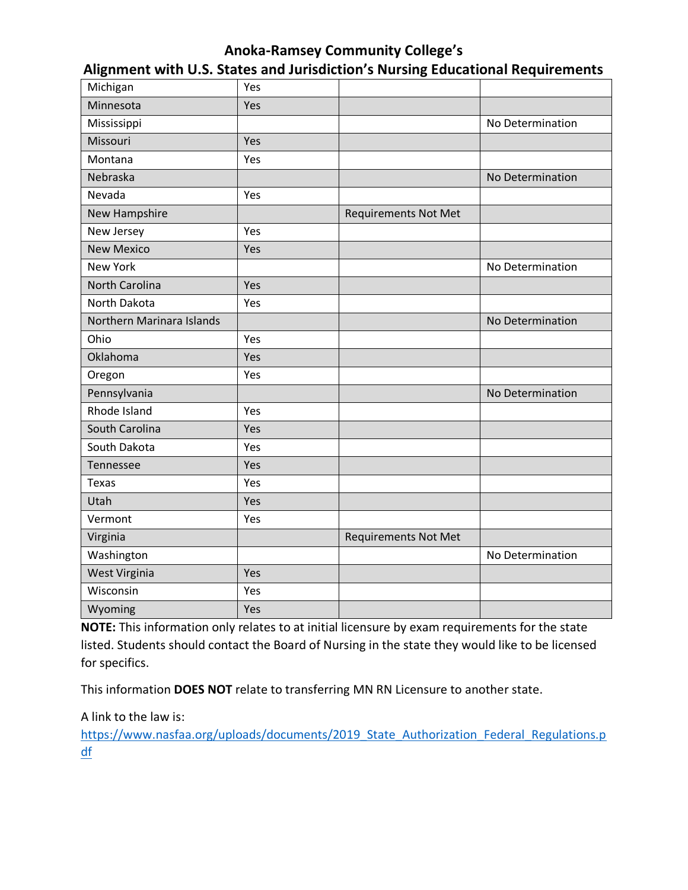# Anoka-Ramsey Community College's Alignment with U.S. States and Jurisdiction's Nursing Educational Requirements

| | | | |
|---|---|---|---|
| Michigan | Yes | | |
| Minnesota | Yes | | |
| Mississippi | | | No Determination |
| Missouri | Yes | | |
| Montana | Yes | | |
| Nebraska | | | No Determination |
| Nevada | Yes | | |
| New Hampshire | | Requirements Not Met | |
| New Jersey | Yes | | |
| New Mexico | Yes | | |
| New York | | | No Determination |
| North Carolina | Yes | | |
| North Dakota | Yes | | |
| Northern Marinara Islands | | | No Determination |
| Ohio | Yes | | |
| Oklahoma | Yes | | |
| Oregon | Yes | | |
| Pennsylvania | | | No Determination |
| Rhode Island | Yes | | |
| South Carolina | Yes | | |
| South Dakota | Yes | | |
| Tennessee | Yes | | |
| Texas | Yes | | |
| Utah | Yes | | |
| Vermont | Yes | | |
| Virginia | | Requirements Not Met | |
| Washington | | | No Determination |
| West Virginia | Yes | | |
| Wisconsin | Yes | | |
| Wyoming | Yes | | |

**NOTE:** This information only relates to at initial licensure by exam requirements for the state listed. Students should contact the Board of Nursing in the state they would like to be licensed for specifics.

This information **DOES NOT** relate to transferring MN RN Licensure to another state.

A link to the law is:
https://www.nasfaa.org/uploads/documents/2019_State_Authorization_Federal_Regulations.pdf